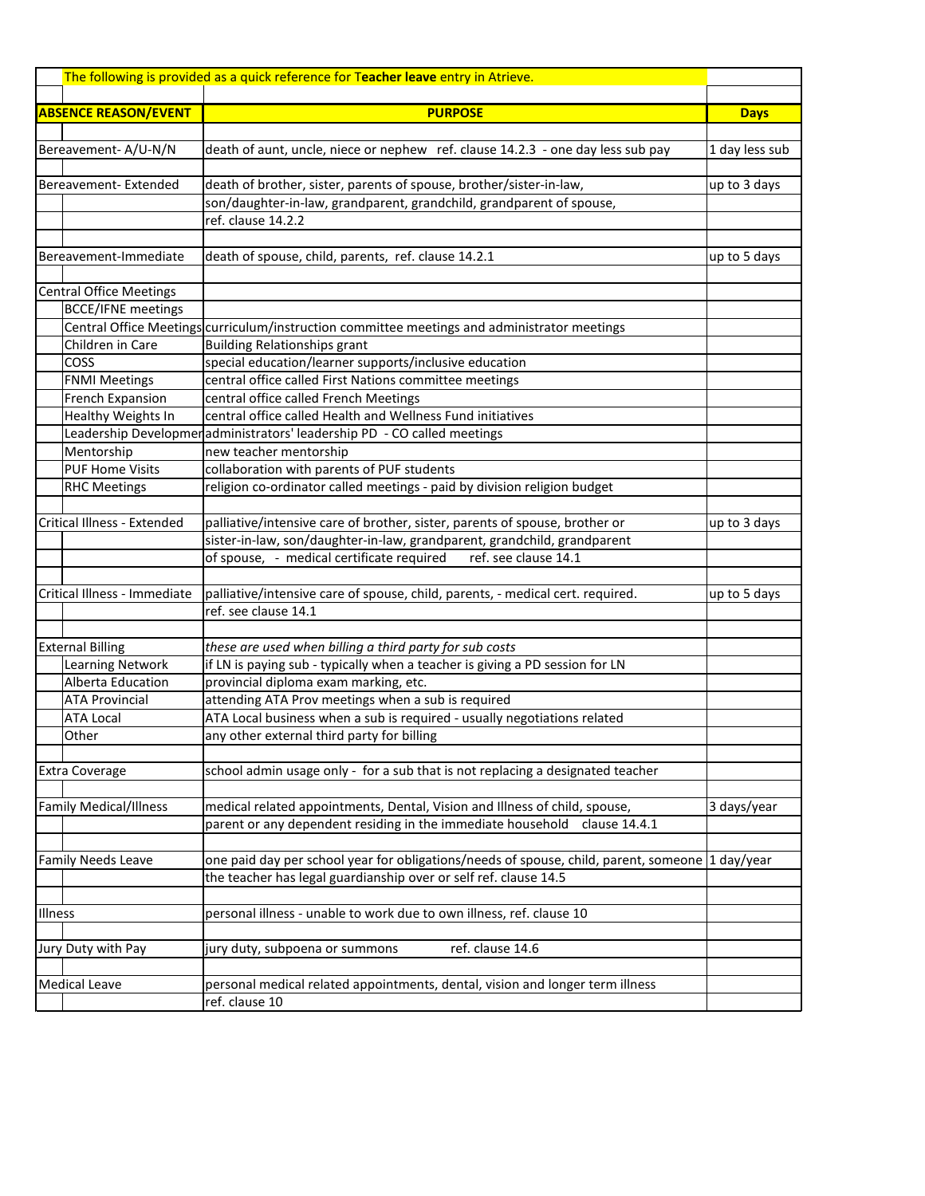The following is provided as a quick reference for **Teacher leave** entry in Atrieve.

| ABSENCE REASON/EVENT | PURPOSE | Days |
|---|---|---|
| Bereavement- A/U-N/N | death of aunt, uncle, niece or nephew ref. clause 14.2.3 - one day less sub pay | 1 day less sub |
| Bereavement- Extended | death of brother, sister, parents of spouse, brother/sister-in-law, son/daughter-in-law, grandparent, grandchild, grandparent of spouse, ref. clause 14.2.2 | up to 3 days |
| Bereavement-Immediate | death of spouse, child, parents, ref. clause 14.2.1 | up to 5 days |
| Central Office Meetings | | |
| BCCE/IFNE meetings | | |
| Central Office Meetings | curriculum/instruction committee meetings and administrator meetings | |
| Children in Care | Building Relationships grant | |
| COSS | special education/learner supports/inclusive education | |
| FNMI Meetings | central office called First Nations committee meetings | |
| French Expansion | central office called French Meetings | |
| Healthy Weights In | central office called Health and Wellness Fund initiatives | |
| Leadership Developmen | administrators' leadership PD - CO called meetings | |
| Mentorship | new teacher mentorship | |
| PUF Home Visits | collaboration with parents of PUF students | |
| RHC Meetings | religion co-ordinator called meetings - paid by division religion budget | |
| Critical Illness - Extended | palliative/intensive care of brother, sister, parents of spouse, brother or sister-in-law, son/daughter-in-law, grandparent, grandchild, grandparent of spouse, - medical certificate required ref. see clause 14.1 | up to 3 days |
| Critical Illness - Immediate | palliative/intensive care of spouse, child, parents, - medical cert. required. ref. see clause 14.1 | up to 5 days |
| External Billing | *these are used when billing a third party for sub costs* | |
| Learning Network | if LN is paying sub - typically when a teacher is giving a PD session for LN | |
| Alberta Education | provincial diploma exam marking, etc. | |
| ATA Provincial | attending ATA Prov meetings when a sub is required | |
| ATA Local | ATA Local business when a sub is required - usually negotiations related | |
| Other | any other external third party for billing | |
| Extra Coverage | school admin usage only - for a sub that is not replacing a designated teacher | |
| Family Medical/Illness | medical related appointments, Dental, Vision and Illness of child, spouse, parent or any dependent residing in the immediate household clause 14.4.1 | 3 days/year |
| Family Needs Leave | one paid day per school year for obligations/needs of spouse, child, parent, someone the teacher has legal guardianship over or self ref. clause 14.5 | 1 day/year |
| Illness | personal illness - unable to work due to own illness, ref. clause 10 | |
| Jury Duty with Pay | jury duty, subpoena or summons ref. clause 14.6 | |
| Medical Leave | personal medical related appointments, dental, vision and longer term illness ref. clause 10 | |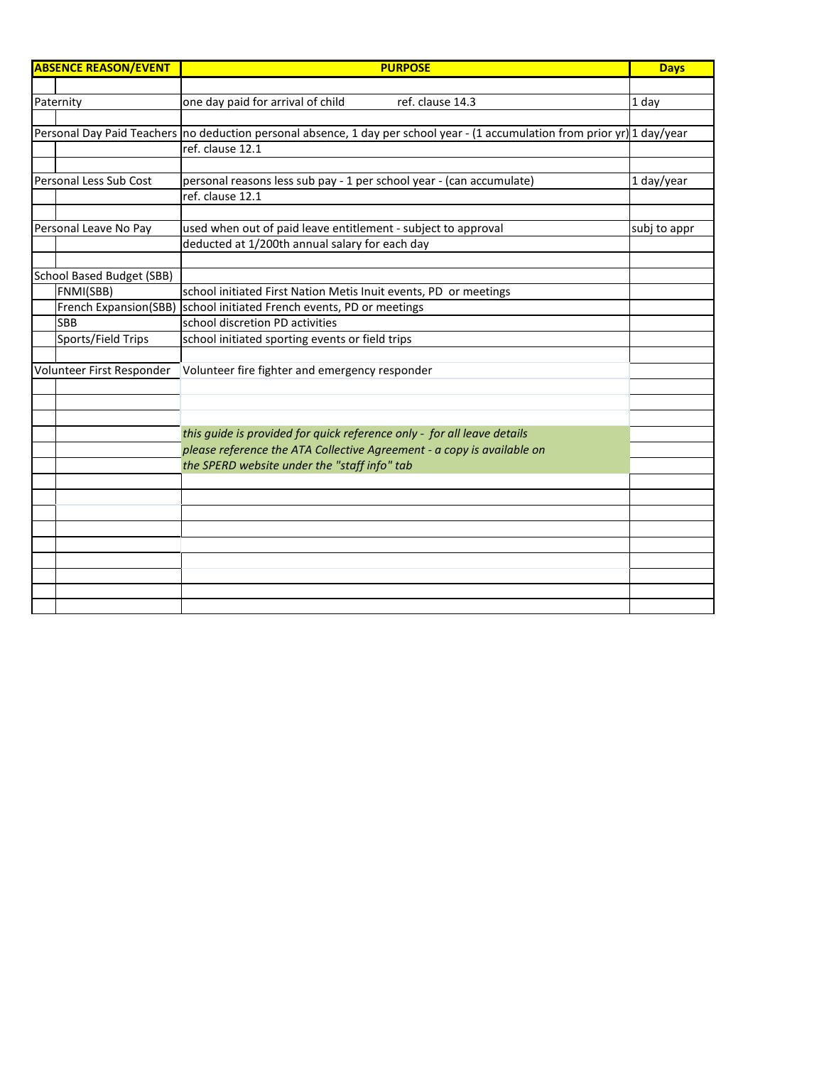| ABSENCE REASON/EVENT | | PURPOSE | Days |
|---|---|---|---|
| | | | |
| Paternity | | one day paid for arrival of child ref. clause 14.3 | 1 day |
| | | | |
| Personal Day Paid Teachers | | no deduction personal absence, 1 day per school year - (1 accumulation from prior yr) | 1 day/year |
| | | ref. clause 12.1 | |
| | | | |
| Personal Less Sub Cost | | personal reasons less sub pay - 1 per school year - (can accumulate) | 1 day/year |
| | | ref. clause 12.1 | |
| | | | |
| Personal Leave No Pay | | used when out of paid leave entitlement - subject to approval | subj to appr |
| | | deducted at 1/200th annual salary for each day | |
| | | | |
| School Based Budget (SBB) | | | |
| | FNMI(SBB) | school initiated First Nation Metis Inuit events, PD or meetings | |
| | French Expansion(SBB) | school initiated French events, PD or meetings | |
| | SBB | school discretion PD activities | |
| | Sports/Field Trips | school initiated sporting events or field trips | |
| | | | |
| Volunteer First Responder | | Volunteer fire fighter and emergency responder | |
| | | | |
| | | | |
| | | | |
| | | *this guide is provided for quick reference only - for all leave details* | |
| | | *please reference the ATA Collective Agreement - a copy is available on* | |
| | | *the SPERD website under the "staff info" tab* | |